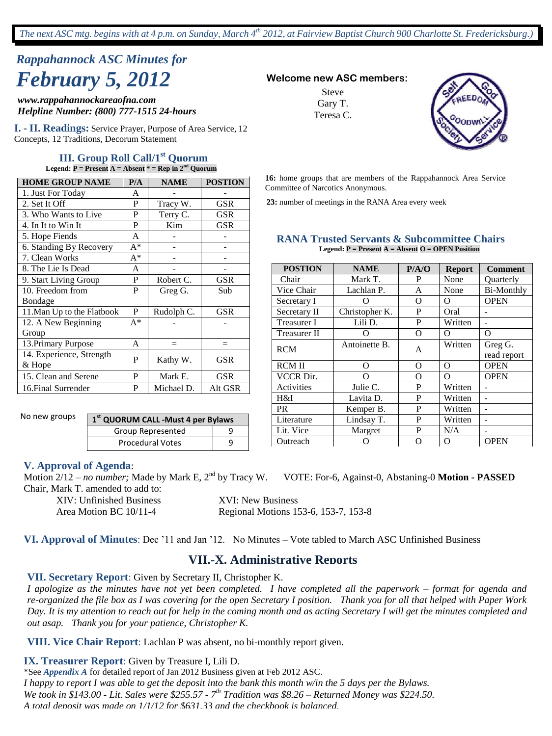*The next ASC mtg. begins with at 4 p.m. on Sunday, March 4th 2012, at Fairview Baptist Church 900 Charlotte St. Fredericksburg.)*

## *Rappahannock ASC Minutes for*

# *February 5, 2012*

***www.rappahannockareaofna.com***
***Helpline Number: (800) 777-1515 24-hours***

**Welcome new ASC members:**

Steve
Gary T.
Teresa C.

**I. - II. Readings:** Service Prayer, Purpose of Area Service, 12 Concepts, 12 Traditions, Decorum Statement

### III. Group Roll Call/1st Quorum

**Legend: P = Present A = Absent * = Rep in 2nd Quorum**

| HOME GROUP NAME | P/A | NAME | POSTION |
|---|---|---|---|
| 1. Just For Today | A | - | - |
| 2. Set It Off | P | Tracy W. | GSR |
| 3. Who Wants to Live | P | Terry C. | GSR |
| 4. In It to Win It | P | Kim | GSR |
| 5. Hope Fiends | A | - | - |
| 6. Standing By Recovery | A* | - | - |
| 7. Clean Works | A* | - | - |
| 8. The Lie Is Dead | A | - | - |
| 9. Start Living Group | P | Robert C. | GSR |
| 10. Freedom from Bondage | P | Greg G. | Sub |
| 11.Man Up to the Flatbook | P | Rudolph C. | GSR |
| 12. A New Beginning Group | A* | - | - |
| 13.Primary Purpose | A | = | = |
| 14. Experience, Strength & Hope | P | Kathy W. | GSR |
| 15. Clean and Serene | P | Mark E. | GSR |
| 16.Final Surrender | P | Michael D. | Alt GSR |

No new groups

| 1st QUORUM CALL -Must 4 per Bylaws | |
|---|---|
| Group Represented | 9 |
| Procedural Votes | 9 |

**16:** home groups that are members of the Rappahannock Area Service Committee of Narcotics Anonymous.

**23:** number of meetings in the RANA Area every week

### RANA Trusted Servants & Subcommittee Chairs

**Legend: P = Present A = Absent O = OPEN Position**

| POSTION | NAME | P/A/O | Report | Comment |
|---|---|---|---|---|
| Chair | Mark T. | P | None | Quarterly |
| Vice Chair | Lachlan P. | A | None | Bi-Monthly |
| Secretary I | O | O | O | OPEN |
| Secretary II | Christopher K. | P | Oral | - |
| Treasurer I | Lili D. | P | Written | - |
| Treasurer II | O | O | O | O |
| RCM | Antoinette B. | A | Written | Greg G. read report |
| RCM II | O | O | O | OPEN |
| VCCR Dir. | O | O | O | OPEN |
| Activities | Julie C. | P | Written | - |
| H&I | Lavita D. | P | Written | - |
| PR | Kemper B. | P | Written | - |
| Literature | Lindsay T. | P | Written | - |
| Lit. Vice | Margret | P | N/A | - |
| Outreach | O | O | O | OPEN |

### V. Approval of Agenda:

Motion 2/12 – *no number;* Made by Mark E, 2nd by Tracy W. VOTE: For-6, Against-0, Abstaning-0 **Motion - PASSED**

Chair, Mark T. amended to add to:

XIV: Unfinished Business
Area Motion BC 10/11-4

XVI: New Business
Regional Motions 153-6, 153-7, 153-8

### VI. Approval of Minutes: Dec '11 and Jan '12. No Minutes – Vote tabled to March ASC Unfinished Business

## VII.-X. Administrative Reports

**VII. Secretary Report**: Given by Secretary II, Christopher K.

*I apologize as the minutes have not yet been completed. I have completed all the paperwork – format for agenda and re-organized the file box as I was covering for the open Secretary I position. Thank you for all that helped with Paper Work Day. It is my attention to reach out for help in the coming month and as acting Secretary I will get the minutes completed and out asap. Thank you for your patience, Christopher K.*

**VIII. Vice Chair Report**: Lachlan P was absent, no bi-monthly report given.

**IX. Treasurer Report**: Given by Treasure I, Lili D.

*See ***Appendix A*** for detailed report of Jan 2012 Business given at Feb 2012 ASC.

*I happy to report I was able to get the deposit into the bank this month w/in the 5 days per the Bylaws.*
*We took in $143.00 - Lit. Sales were $255.57 - 7th Tradition was $8.26 – Returned Money was $224.50.*
*A total deposit was made on 1/1/12 for $631.33 and the checkbook is balanced.*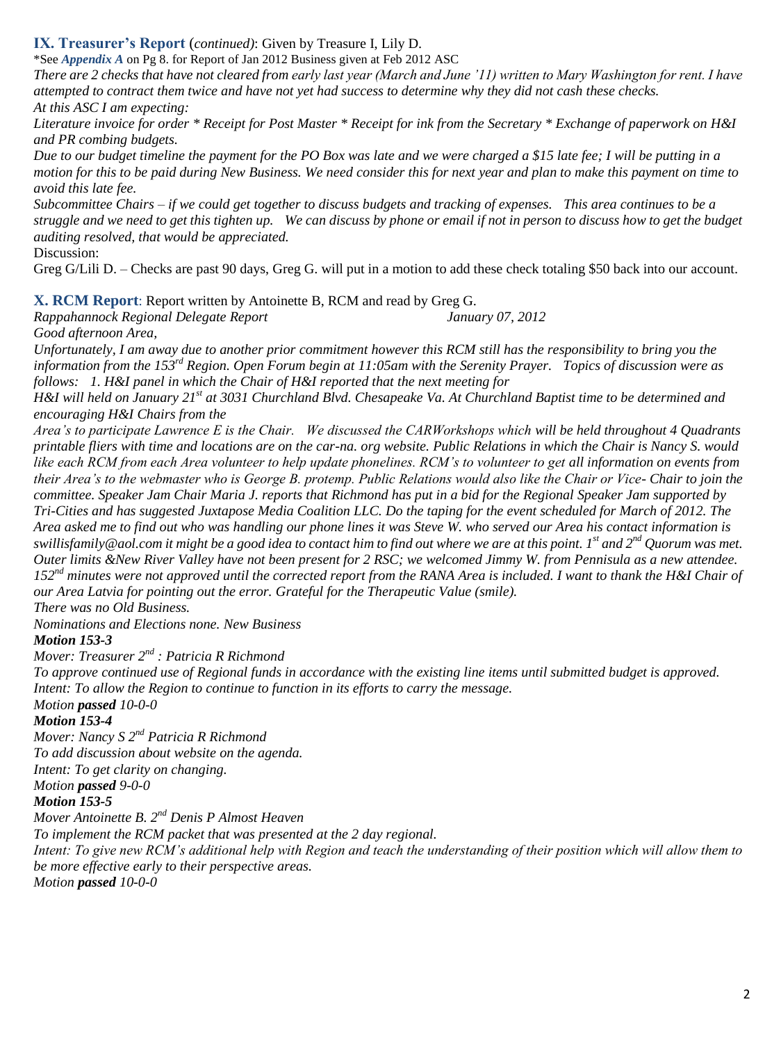**IX. Treasurer's Report** (*continued)*: Given by Treasure I, Lily D.

\*See ***Appendix A*** on Pg 8. for Report of Jan 2012 Business given at Feb 2012 ASC

*There are 2 checks that have not cleared from early last year (March and June '11) written to Mary Washington for rent. I have attempted to contract them twice and have not yet had success to determine why they did not cash these checks.*

*At this ASC I am expecting:*

*Literature invoice for order \* Receipt for Post Master \* Receipt for ink from the Secretary \* Exchange of paperwork on H&I and PR combing budgets.*

*Due to our budget timeline the payment for the PO Box was late and we were charged a $15 late fee; I will be putting in a motion for this to be paid during New Business. We need consider this for next year and plan to make this payment on time to avoid this late fee.*

*Subcommittee Chairs – if we could get together to discuss budgets and tracking of expenses. This area continues to be a struggle and we need to get this tighten up. We can discuss by phone or email if not in person to discuss how to get the budget auditing resolved, that would be appreciated.*

Discussion:

Greg G/Lili D. – Checks are past 90 days, Greg G. will put in a motion to add these check totaling $50 back into our account.

**X. RCM Report**: Report written by Antoinette B, RCM and read by Greg G.

*Rappahannock Regional Delegate Report* *January 07, 2012*

*Good afternoon Area,*

*Unfortunately, I am away due to another prior commitment however this RCM still has the responsibility to bring you the information from the 153rd Region. Open Forum begin at 11:05am with the Serenity Prayer. Topics of discussion were as follows: 1. H&I panel in which the Chair of H&I reported that the next meeting for H&I will held on January 21st at 3031 Churchland Blvd. Chesapeake Va. At Churchland Baptist time to be determined and encouraging H&I Chairs from the Area's to participate Lawrence E is the Chair. We discussed the CARWorkshops which will be held throughout 4 Quadrants printable fliers with time and locations are on the car-na. org website. Public Relations in which the Chair is Nancy S. would like each RCM from each Area volunteer to help update phonelines. RCM's to volunteer to get all information on events from their Area's to the webmaster who is George B. protemp. Public Relations would also like the Chair or Vice- Chair to join the committee. Speaker Jam Chair Maria J. reports that Richmond has put in a bid for the Regional Speaker Jam supported by Tri-Cities and has suggested Juxtapose Media Coalition LLC. Do the taping for the event scheduled for March of 2012. The Area asked me to find out who was handling our phone lines it was Steve W. who served our Area his contact information is swillisfamily@aol.com it might be a good idea to contact him to find out where we are at this point. 1st and 2nd Quorum was met. Outer limits &New River Valley have not been present for 2 RSC; we welcomed Jimmy W. from Pennisula as a new attendee. 152nd minutes were not approved until the corrected report from the RANA Area is included. I want to thank the H&I Chair of our Area Latvia for pointing out the error. Grateful for the Therapeutic Value (smile).*

*There was no Old Business.*

*Nominations and Elections none. New Business*

***Motion 153-3***

*Mover: Treasurer 2nd : Patricia R Richmond*

*To approve continued use of Regional funds in accordance with the existing line items until submitted budget is approved.*

*Intent: To allow the Region to continue to function in its efforts to carry the message.*

*Motion **passed** 10-0-0*

***Motion 153-4***

*Mover: Nancy S 2nd Patricia R Richmond*

*To add discussion about website on the agenda.*

*Intent: To get clarity on changing.*

*Motion **passed** 9-0-0*

***Motion 153-5***

*Mover Antoinette B. 2nd Denis P Almost Heaven*

*To implement the RCM packet that was presented at the 2 day regional.*

*Intent: To give new RCM's additional help with Region and teach the understanding of their position which will allow them to be more effective early to their perspective areas.*

*Motion **passed** 10-0-0*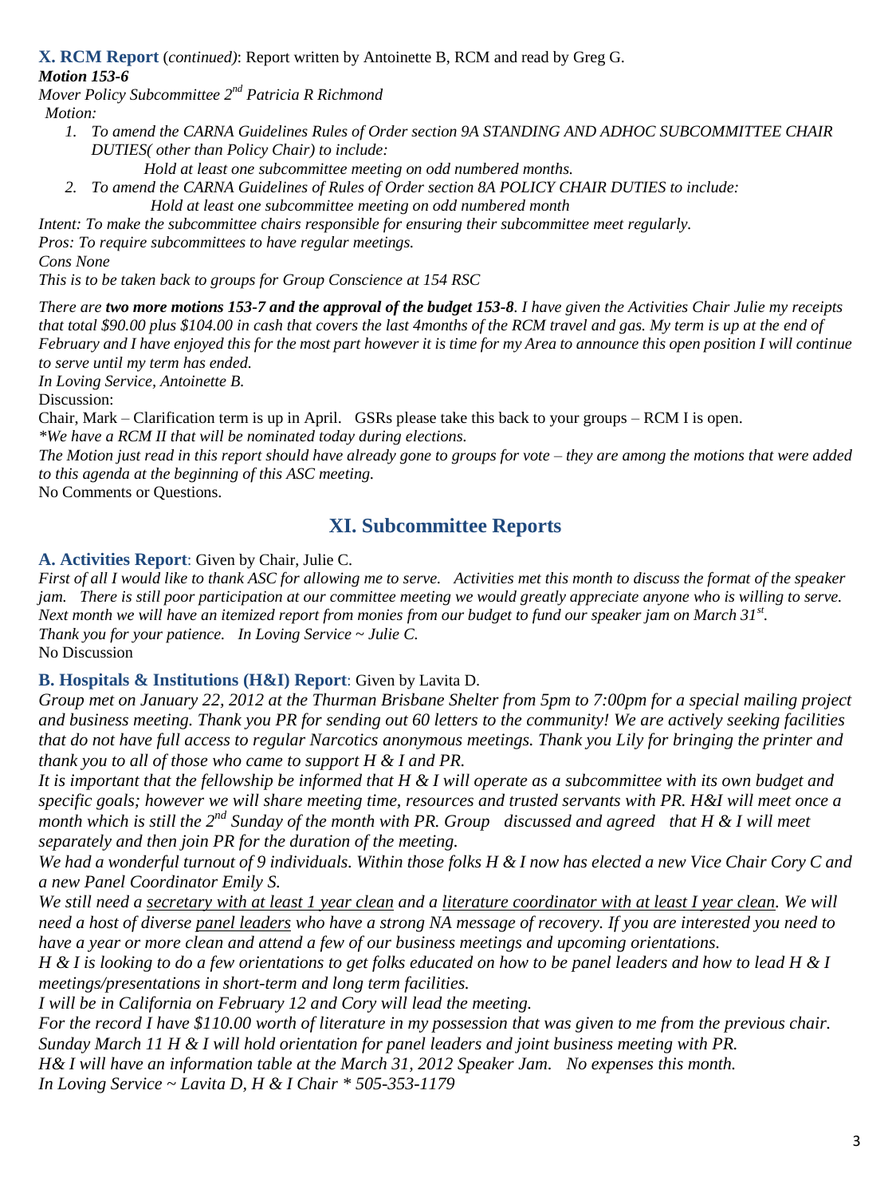**X. RCM Report** (*continued)*: Report written by Antoinette B, RCM and read by Greg G.

***Motion 153-6***

*Mover Policy Subcommittee 2nd Patricia R Richmond*

*Motion:*

1. *To amend the CARNA Guidelines Rules of Order section 9A STANDING AND ADHOC SUBCOMMITTEE CHAIR DUTIES( other than Policy Chair) to include:*
   *Hold at least one subcommittee meeting on odd numbered months.*
2. *To amend the CARNA Guidelines of Rules of Order section 8A POLICY CHAIR DUTIES to include:*
   *Hold at least one subcommittee meeting on odd numbered month*

*Intent: To make the subcommittee chairs responsible for ensuring their subcommittee meet regularly.*

*Pros: To require subcommittees to have regular meetings.*

*Cons None*

*This is to be taken back to groups for Group Conscience at 154 RSC*

*There are **two more motions 153-7 and the approval of the budget 153-8**. I have given the Activities Chair Julie my receipts that total $90.00 plus $104.00 in cash that covers the last 4months of the RCM travel and gas. My term is up at the end of February and I have enjoyed this for the most part however it is time for my Area to announce this open position I will continue to serve until my term has ended.*

*In Loving Service, Antoinette B.*

Discussion:

Chair, Mark – Clarification term is up in April. GSRs please take this back to your groups – RCM I is open.

*\*We have a RCM II that will be nominated today during elections.*

*The Motion just read in this report should have already gone to groups for vote – they are among the motions that were added to this agenda at the beginning of this ASC meeting.*

No Comments or Questions.

## XI. Subcommittee Reports

**A. Activities Report**: Given by Chair, Julie C.

*First of all I would like to thank ASC for allowing me to serve. Activities met this month to discuss the format of the speaker jam. There is still poor participation at our committee meeting we would greatly appreciate anyone who is willing to serve. Next month we will have an itemized report from monies from our budget to fund our speaker jam on March 31st.*

*Thank you for your patience. In Loving Service ~ Julie C.*

No Discussion

**B. Hospitals & Institutions (H&I) Report**: Given by Lavita D.

*Group met on January 22, 2012 at the Thurman Brisbane Shelter from 5pm to 7:00pm for a special mailing project and business meeting. Thank you PR for sending out 60 letters to the community! We are actively seeking facilities that do not have full access to regular Narcotics anonymous meetings. Thank you Lily for bringing the printer and thank you to all of those who came to support H & I and PR.*

*It is important that the fellowship be informed that H & I will operate as a subcommittee with its own budget and specific goals; however we will share meeting time, resources and trusted servants with PR. H&I will meet once a month which is still the 2nd Sunday of the month with PR. Group discussed and agreed that H & I will meet separately and then join PR for the duration of the meeting.*

*We had a wonderful turnout of 9 individuals. Within those folks H & I now has elected a new Vice Chair Cory C and a new Panel Coordinator Emily S.*

*We still need a <u>secretary with at least 1 year clean</u> and a <u>literature coordinator with at least I year clean</u>. We will need a host of diverse <u>panel leaders</u> who have a strong NA message of recovery. If you are interested you need to have a year or more clean and attend a few of our business meetings and upcoming orientations.*

*H & I is looking to do a few orientations to get folks educated on how to be panel leaders and how to lead H & I meetings/presentations in short-term and long term facilities.*

*I will be in California on February 12 and Cory will lead the meeting.*

*For the record I have $110.00 worth of literature in my possession that was given to me from the previous chair.*

*Sunday March 11 H & I will hold orientation for panel leaders and joint business meeting with PR.*

*H& I will have an information table at the March 31, 2012 Speaker Jam. No expenses this month.*

*In Loving Service ~ Lavita D, H & I Chair \* 505-353-1179*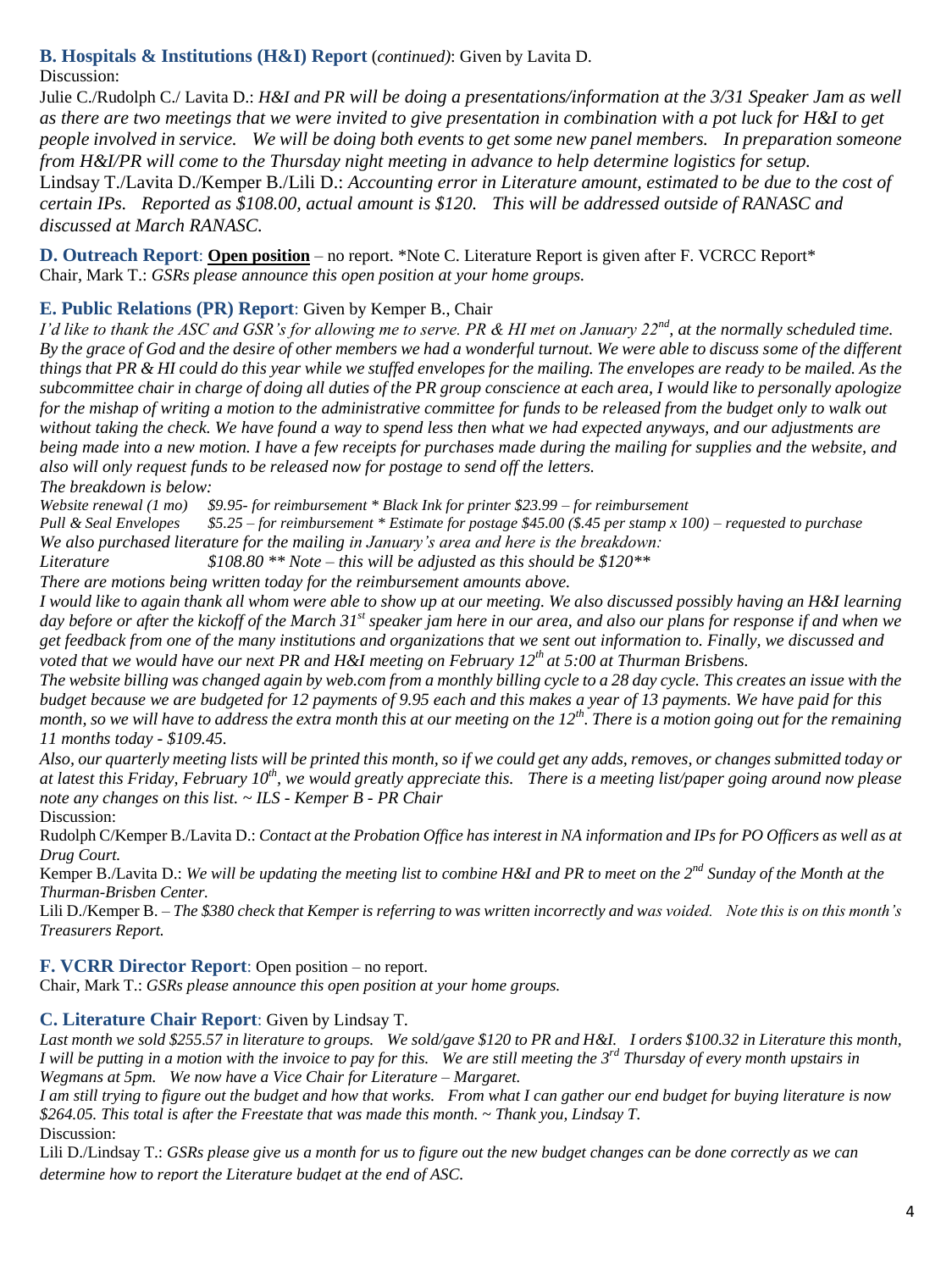### B. Hospitals & Institutions (H&I) Report (*continued)*: Given by Lavita D.

Discussion:

Julie C./Rudolph C./ Lavita D.: *H&I and PR will be doing a presentations/information at the 3/31 Speaker Jam as well as there are two meetings that we were invited to give presentation in combination with a pot luck for H&I to get people involved in service. We will be doing both events to get some new panel members. In preparation someone from H&I/PR will come to the Thursday night meeting in advance to help determine logistics for setup.*

Lindsay T./Lavita D./Kemper B./Lili D.: *Accounting error in Literature amount, estimated to be due to the cost of certain IPs. Reported as $108.00, actual amount is $120. This will be addressed outside of RANASC and discussed at March RANASC.*

### D. Outreach Report: **Open position** – no report. *Note C. Literature Report is given after F. VCRCC Report*

Chair, Mark T.: *GSRs please announce this open position at your home groups.*

### E. Public Relations (PR) Report: Given by Kemper B., Chair

*I'd like to thank the ASC and GSR's for allowing me to serve. PR & HI met on January 22nd, at the normally scheduled time. By the grace of God and the desire of other members we had a wonderful turnout. We were able to discuss some of the different things that PR & HI could do this year while we stuffed envelopes for the mailing. The envelopes are ready to be mailed. As the subcommittee chair in charge of doing all duties of the PR group conscience at each area, I would like to personally apologize for the mishap of writing a motion to the administrative committee for funds to be released from the budget only to walk out without taking the check. We have found a way to spend less then what we had expected anyways, and our adjustments are being made into a new motion. I have a few receipts for purchases made during the mailing for supplies and the website, and also will only request funds to be released now for postage to send off the letters.*

*The breakdown is below:*

*Website renewal (1 mo) $9.95- for reimbursement * Black Ink for printer $23.99 – for reimbursement*

*Pull & Seal Envelopes $5.25 – for reimbursement * Estimate for postage $45.00 ($.45 per stamp x 100) – requested to purchase*

*We also purchased literature for the mailing in January's area and here is the breakdown:*

*Literature $108.80 ** Note – this will be adjusted as this should be $120***

*There are motions being written today for the reimbursement amounts above.*

*I would like to again thank all whom were able to show up at our meeting. We also discussed possibly having an H&I learning day before or after the kickoff of the March 31st speaker jam here in our area, and also our plans for response if and when we get feedback from one of the many institutions and organizations that we sent out information to. Finally, we discussed and voted that we would have our next PR and H&I meeting on February 12th at 5:00 at Thurman Brisbens.*

*The website billing was changed again by web.com from a monthly billing cycle to a 28 day cycle. This creates an issue with the budget because we are budgeted for 12 payments of 9.95 each and this makes a year of 13 payments. We have paid for this month, so we will have to address the extra month this at our meeting on the 12th. There is a motion going out for the remaining 11 months today - $109.45.*

*Also, our quarterly meeting lists will be printed this month, so if we could get any adds, removes, or changes submitted today or at latest this Friday, February 10th, we would greatly appreciate this. There is a meeting list/paper going around now please note any changes on this list. ~ ILS - Kemper B - PR Chair*

Discussion:

Rudolph C/Kemper B./Lavita D.: *Contact at the Probation Office has interest in NA information and IPs for PO Officers as well as at Drug Court.*

Kemper B./Lavita D.: *We will be updating the meeting list to combine H&I and PR to meet on the 2nd Sunday of the Month at the Thurman-Brisben Center.*

Lili D./Kemper B. – *The $380 check that Kemper is referring to was written incorrectly and was voided. Note this is on this month's Treasurers Report.*

### F. VCRR Director Report: Open position – no report.

Chair, Mark T.: *GSRs please announce this open position at your home groups.*

### C. Literature Chair Report: Given by Lindsay T.

*Last month we sold $255.57 in literature to groups. We sold/gave $120 to PR and H&I. I orders $100.32 in Literature this month, I will be putting in a motion with the invoice to pay for this. We are still meeting the 3rd Thursday of every month upstairs in Wegmans at 5pm. We now have a Vice Chair for Literature – Margaret.*

*I am still trying to figure out the budget and how that works. From what I can gather our end budget for buying literature is now $264.05. This total is after the Freestate that was made this month. ~ Thank you, Lindsay T.*

Discussion:

Lili D./Lindsay T.: *GSRs please give us a month for us to figure out the new budget changes can be done correctly as we can determine how to report the Literature budget at the end of ASC.*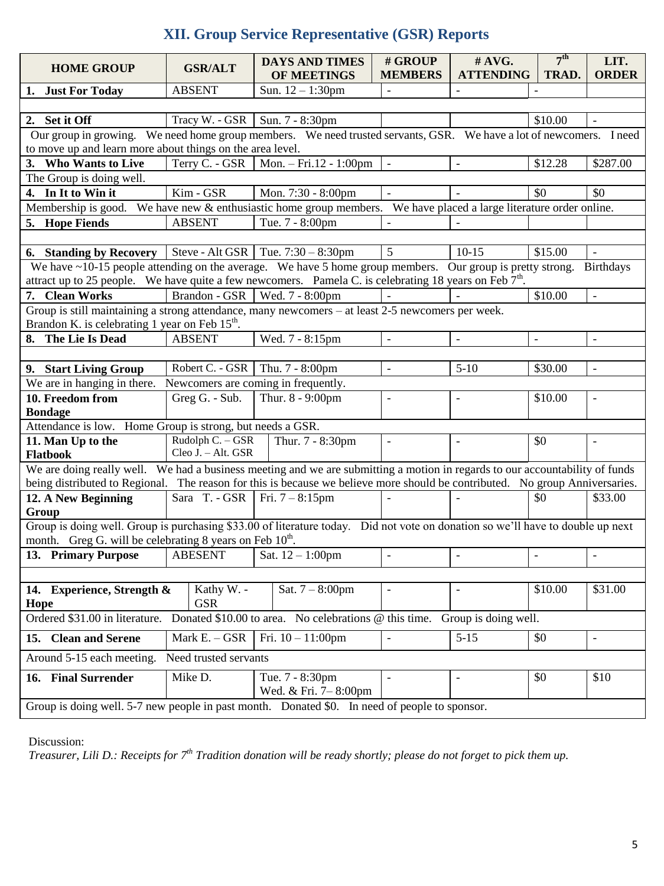## XII. Group Service Representative (GSR) Reports

| HOME GROUP | GSR/ALT | DAYS AND TIMES OF MEETINGS | # GROUP MEMBERS | # AVG. ATTENDING | 7th TRAD. | LIT. ORDER |
|---|---|---|---|---|---|---|
| 1. Just For Today | ABSENT | Sun. 12 – 1:30pm | - | - | - | |
| | | | | | | |
| 2. Set it Off | Tracy W. - GSR | Sun. 7 - 8:30pm | | | $10.00 | - |
| Our group in growing. We need home group members. We need trusted servants, GSR. We have a lot of newcomers. I need to move up and learn more about things on the area level. | | | | | | |
| 3. Who Wants to Live | Terry C. - GSR | Mon. – Fri.12 - 1:00pm | - | - | $12.28 | $287.00 |
| The Group is doing well. | | | | | | |
| 4. In It to Win it | Kim - GSR | Mon. 7:30 - 8:00pm | - | - | $0 | $0 |
| Membership is good. We have new & enthusiastic home group members. We have placed a large literature order online. | | | | | | |
| 5. Hope Fiends | ABSENT | Tue. 7 - 8:00pm | - | - | | |
| | | | | | | |
| 6. Standing by Recovery | Steve - Alt GSR | Tue. 7:30 – 8:30pm | 5 | 10-15 | $15.00 | - |
| We have ~10-15 people attending on the average. We have 5 home group members. Our group is pretty strong. Birthdays attract up to 25 people. We have quite a few newcomers. Pamela C. is celebrating 18 years on Feb 7th. | | | | | | |
| 7. Clean Works | Brandon - GSR | Wed. 7 - 8:00pm | - | - | $10.00 | - |
| Group is still maintaining a strong attendance, many newcomers – at least 2-5 newcomers per week. Brandon K. is celebrating 1 year on Feb 15th. | | | | | | |
| 8. The Lie Is Dead | ABSENT | Wed. 7 - 8:15pm | - | - | - | - |
| | | | | | | |
| 9. Start Living Group | Robert C. - GSR | Thu. 7 - 8:00pm | - | 5-10 | $30.00 | - |
| We are in hanging in there. Newcomers are coming in frequently. | | | | | | |
| 10. Freedom from Bondage | Greg G. - Sub. | Thur. 8 - 9:00pm | - | - | $10.00 | - |
| Attendance is low. Home Group is strong, but needs a GSR. | | | | | | |
| 11. Man Up to the Flatbook | Rudolph C. – GSR Cleo J. – Alt. GSR | Thur. 7 - 8:30pm | - | - | $0 | - |
| We are doing really well. We had a business meeting and we are submitting a motion in regards to our accountability of funds being distributed to Regional. The reason for this is because we believe more should be contributed. No group Anniversaries. | | | | | | |
| 12. A New Beginning Group | Sara T. - GSR | Fri. 7 – 8:15pm | - | - | $0 | $33.00 |
| Group is doing well. Group is purchasing $33.00 of literature today. Did not vote on donation so we'll have to double up next month. Greg G. will be celebrating 8 years on Feb 10th. | | | | | | |
| 13. Primary Purpose | ABESENT | Sat. 12 – 1:00pm | - | - | - | - |
| | | | | | | |
| 14. Experience, Strength & Hope | Kathy W. - GSR | Sat. 7 – 8:00pm | - | - | $10.00 | $31.00 |
| Ordered $31.00 in literature. Donated $10.00 to area. No celebrations @ this time. Group is doing well. | | | | | | |
| 15. Clean and Serene | Mark E. – GSR | Fri. 10 – 11:00pm | - | 5-15 | $0 | - |
| Around 5-15 each meeting. Need trusted servants | | | | | | |
| 16. Final Surrender | Mike D. | Tue. 7 - 8:30pm Wed. & Fri. 7– 8:00pm | - | - | $0 | $10 |
| Group is doing well. 5-7 new people in past month. Donated $0. In need of people to sponsor. | | | | | | |

Discussion:

*Treasurer, Lili D.: Receipts for 7th Tradition donation will be ready shortly; please do not forget to pick them up.*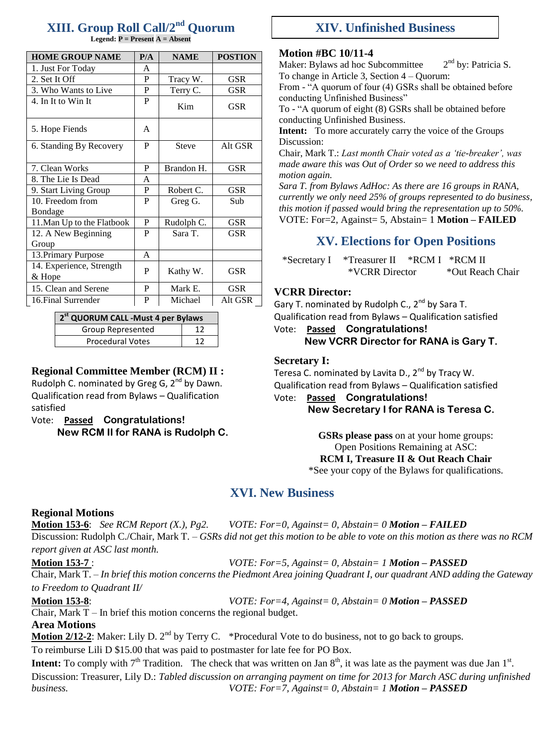## XIII. Group Roll Call/2nd Quorum

**Legend: P = Present A = Absent**

| HOME GROUP NAME | P/A | NAME | POSTION |
|---|---|---|---|
| 1. Just For Today | A | | |
| 2. Set It Off | P | Tracy W. | GSR |
| 3. Who Wants to Live | P | Terry C. | GSR |
| 4. In It to Win It | P | Kim | GSR |
| 5. Hope Fiends | A | | |
| 6. Standing By Recovery | P | Steve | Alt GSR |
| 7. Clean Works | P | Brandon H. | GSR |
| 8. The Lie Is Dead | A | | |
| 9. Start Living Group | P | Robert C. | GSR |
| 10. Freedom from Bondage | P | Greg G. | Sub |
| 11.Man Up to the Flatbook | P | Rudolph C. | GSR |
| 12. A New Beginning Group | P | Sara T. | GSR |
| 13.Primary Purpose | A | | |
| 14. Experience, Strength & Hope | P | Kathy W. | GSR |
| 15. Clean and Serene | P | Mark E. | GSR |
| 16.Final Surrender | P | Michael | Alt GSR |

| 2st QUORUM CALL -Must 4 per Bylaws | |
|---|---|
| Group Represented | 12 |
| Procedural Votes | 12 |

### Regional Committee Member (RCM) II :

Rudolph C. nominated by Greg G, 2nd by Dawn.
Qualification read from Bylaws – Qualification satisfied

Vote: **Passed** **Congratulations!**
**New RCM II for RANA is Rudolph C.**

## XIV. Unfinished Business

### Motion #BC 10/11-4

Maker: Bylaws ad hoc Subcommittee 2nd by: Patricia S.
To change in Article 3, Section 4 – Quorum:
From - "A quorum of four (4) GSRs shall be obtained before conducting Unfinished Business"
To - "A quorum of eight (8) GSRs shall be obtained before conducting Unfinished Business.
**Intent:** To more accurately carry the voice of the Groups
Discussion:
Chair, Mark T.: *Last month Chair voted as a 'tie-breaker', was made aware this was Out of Order so we need to address this motion again.*
*Sara T. from Bylaws AdHoc: As there are 16 groups in RANA, currently we only need 25% of groups represented to do business, this motion if passed would bring the representation up to 50%.*
VOTE: For=2, Against= 5, Abstain= 1 **Motion – FAILED**

## XV. Elections for Open Positions

*Secretary I *Treasurer II *RCM I *RCM II *VCRR Director *Out Reach Chair

### VCRR Director:

Gary T. nominated by Rudolph C., 2nd by Sara T.
Qualification read from Bylaws – Qualification satisfied
Vote: **Passed** **Congratulations!**
**New VCRR Director for RANA is Gary T.**

### Secretary I:

Teresa C. nominated by Lavita D., 2nd by Tracy W.
Qualification read from Bylaws – Qualification satisfied
Vote: **Passed** **Congratulations!**
**New Secretary I for RANA is Teresa C.**

**GSRs please pass** on at your home groups:
Open Positions Remaining at ASC:
**RCM I, Treasure II & Out Reach Chair**
*See your copy of the Bylaws for qualifications.

## XVI. New Business

### Regional Motions

**Motion 153-6**: *See RCM Report (X.), Pg2.* *VOTE: For=0, Against= 0, Abstain= 0* ***Motion – FAILED***
Discussion: Rudolph C./Chair, Mark T. – *GSRs did not get this motion to be able to vote on this motion as there was no RCM report given at ASC last month.*

**Motion 153-7** : *VOTE: For=5, Against= 0, Abstain= 1* ***Motion – PASSED***
Chair, Mark T. – *In brief this motion concerns the Piedmont Area joining Quadrant I, our quadrant AND adding the Gateway to Freedom to Quadrant II/*

**Motion 153-8**: *VOTE: For=4, Against= 0, Abstain= 0* ***Motion – PASSED***
Chair, Mark T – In brief this motion concerns the regional budget.

### Area Motions

**Motion 2/12-2**: Maker: Lily D. 2nd by Terry C. *Procedural Vote to do business, not to go back to groups.
To reimburse Lili D $15.00 that was paid to postmaster for late fee for PO Box.
**Intent:** To comply with 7th Tradition. The check that was written on Jan 8th, it was late as the payment was due Jan 1st.
Discussion: Treasurer, Lily D.: *Tabled discussion on arranging payment on time for 2013 for March ASC during unfinished business.* *VOTE: For=7, Against= 0, Abstain= 1* ***Motion – PASSED***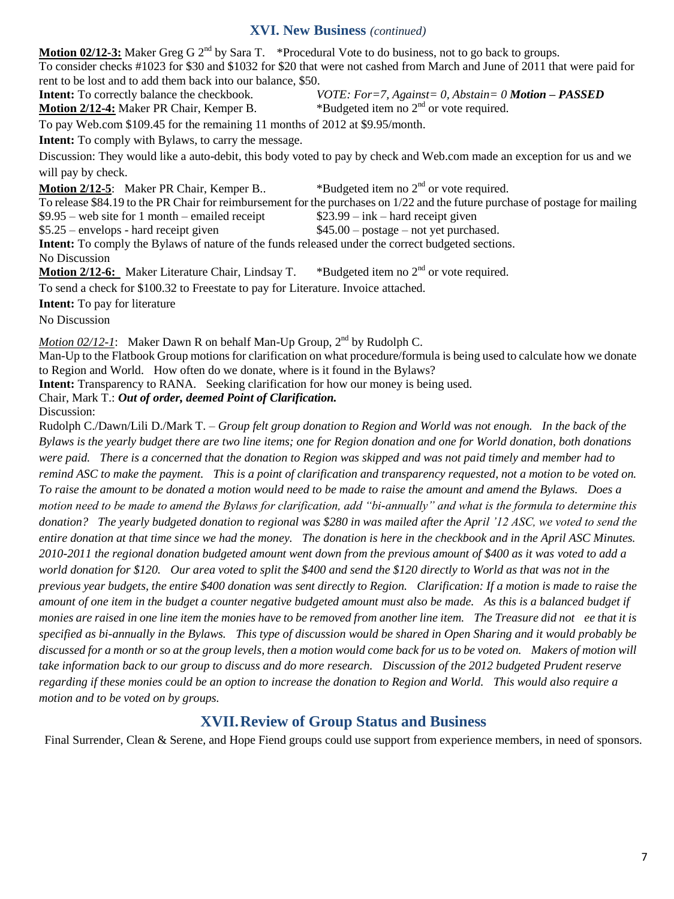## XVI. New Business *(continued)*

**Motion 02/12-3:** Maker Greg G 2nd by Sara T. *Procedural Vote to do business, not to go back to groups.
To consider checks #1023 for $30 and $1032 for $20 that were not cashed from March and June of 2011 that were paid for rent to be lost and to add them back into our balance, $50.
**Intent:** To correctly balance the checkbook. *VOTE: For=7, Against= 0, Abstain= 0* ***Motion – PASSED***

**Motion 2/12-4:** Maker PR Chair, Kemper B. *Budgeted item no 2nd or vote required.
To pay Web.com $109.45 for the remaining 11 months of 2012 at $9.95/month.
**Intent:** To comply with Bylaws, to carry the message.
Discussion: They would like a auto-debit, this body voted to pay by check and Web.com made an exception for us and we will pay by check.

**Motion 2/12-5**: Maker PR Chair, Kemper B.. *Budgeted item no 2nd or vote required.
To release $84.19 to the PR Chair for reimbursement for the purchases on 1/22 and the future purchase of postage for mailing
$9.95 – web site for 1 month – emailed receipt
$23.99 – ink – hard receipt given
$5.25 – envelops - hard receipt given
$45.00 – postage – not yet purchased.
**Intent:** To comply the Bylaws of nature of the funds released under the correct budgeted sections.
No Discussion

**Motion 2/12-6:** Maker Literature Chair, Lindsay T. *Budgeted item no 2nd or vote required.
To send a check for $100.32 to Freestate to pay for Literature. Invoice attached.
**Intent:** To pay for literature
No Discussion

*Motion 02/12-1*: Maker Dawn R on behalf Man-Up Group, 2nd by Rudolph C.
Man-Up to the Flatbook Group motions for clarification on what procedure/formula is being used to calculate how we donate to Region and World. How often do we donate, where is it found in the Bylaws?
**Intent:** Transparency to RANA. Seeking clarification for how our money is being used.
Chair, Mark T.: ***Out of order, deemed Point of Clarification.***
Discussion:
Rudolph C./Dawn/Lili D./Mark T. – *Group felt group donation to Region and World was not enough. In the back of the Bylaws is the yearly budget there are two line items; one for Region donation and one for World donation, both donations were paid. There is a concerned that the donation to Region was skipped and was not paid timely and member had to remind ASC to make the payment. This is a point of clarification and transparency requested, not a motion to be voted on. To raise the amount to be donated a motion would need to be made to raise the amount and amend the Bylaws. Does a motion need to be made to amend the Bylaws for clarification, add "bi-annually" and what is the formula to determine this donation? The yearly budgeted donation to regional was $280 in was mailed after the April '12 ASC, we voted to send the entire donation at that time since we had the money. The donation is here in the checkbook and in the April ASC Minutes. 2010-2011 the regional donation budgeted amount went down from the previous amount of $400 as it was voted to add a world donation for $120. Our area voted to split the $400 and send the $120 directly to World as that was not in the previous year budgets, the entire $400 donation was sent directly to Region. Clarification: If a motion is made to raise the amount of one item in the budget a counter negative budgeted amount must also be made. As this is a balanced budget if monies are raised in one line item the monies have to be removed from another line item. The Treasure did not ee that it is specified as bi-annually in the Bylaws. This type of discussion would be shared in Open Sharing and it would probably be discussed for a month or so at the group levels, then a motion would come back for us to be voted on. Makers of motion will take information back to our group to discuss and do more research. Discussion of the 2012 budgeted Prudent reserve regarding if these monies could be an option to increase the donation to Region and World. This would also require a motion and to be voted on by groups.*

## XVII. Review of Group Status and Business

Final Surrender, Clean & Serene, and Hope Fiend groups could use support from experience members, in need of sponsors.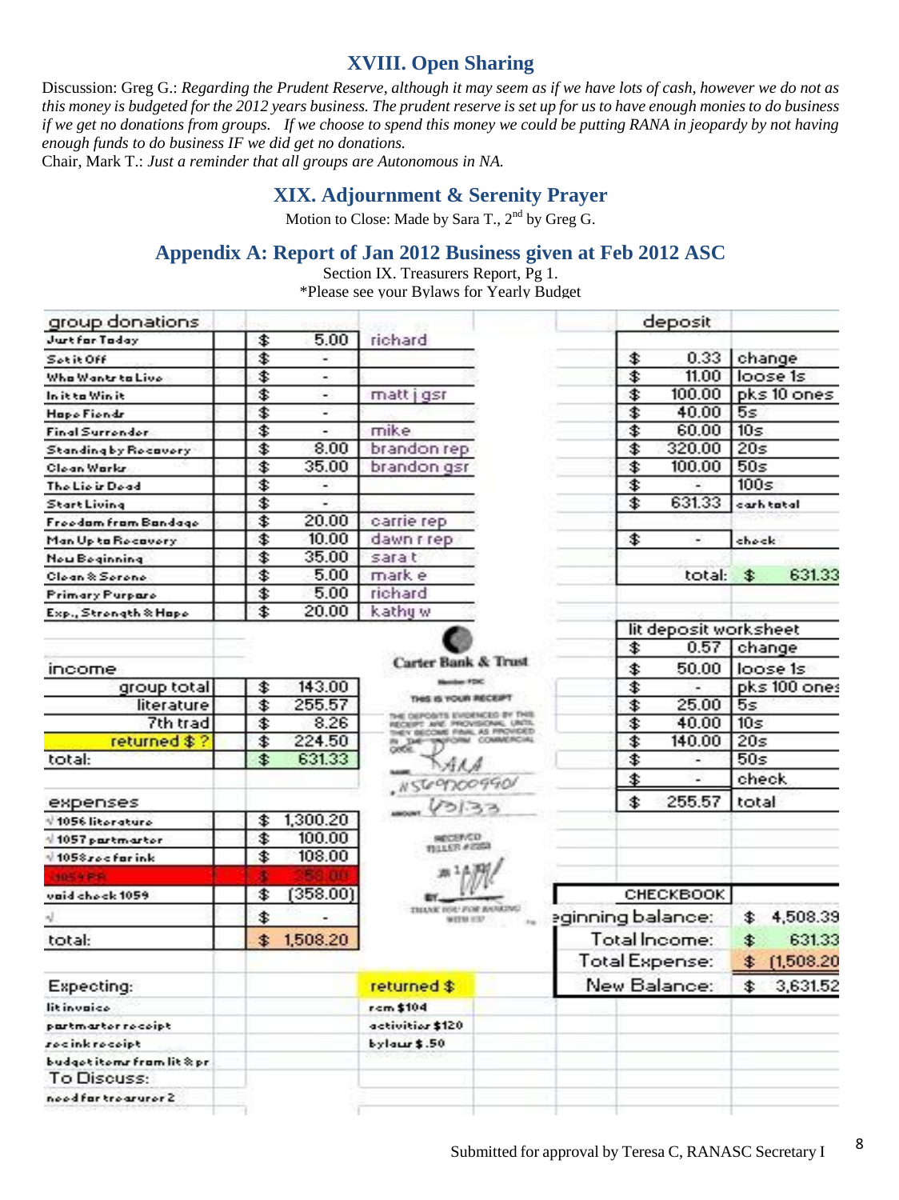## XVIII. Open Sharing

Discussion: Greg G.: *Regarding the Prudent Reserve, although it may seem as if we have lots of cash, however we do not as this money is budgeted for the 2012 years business. The prudent reserve is set up for us to have enough monies to do business if we get no donations from groups. If we choose to spend this money we could be putting RANA in jeopardy by not having enough funds to do business IF we did get no donations.*

Chair, Mark T.: *Just a reminder that all groups are Autonomous in NA.*

## XIX. Adjournment & Serenity Prayer

Motion to Close: Made by Sara T., 2nd by Greg G.

## Appendix A: Report of Jan 2012 Business given at Feb 2012 ASC

Section IX. Treasurers Report, Pg 1.
*Please see your Bylaws for Yearly Budget

| group donations | | |
|---|---|---|
| Just for Today | $ 5.00 | richard |
| Set it Off | $ - | |
| Who Wants to Live | $ - | |
| In it to Win it | $ - | matt j gsr |
| Hope Fiends | $ - | |
| Final Surrender | $ - | mike |
| Standing by Recovery | $ 8.00 | brandon rep |
| Clean Works | $ 35.00 | brandon gsr |
| The Lie is Dead | $ - | |
| Start Living | $ - | |
| Freedom from Bondage | $ 20.00 | carrie rep |
| Man Up to Recovery | $ 10.00 | dawn r rep |
| New Beginning | $ 35.00 | sara t |
| Clean & Serene | $ 5.00 | mark e |
| Primary Purpose | $ 5.00 | richard |
| Exp., Strength & Hope | $ 20.00 | kathy w |

| income | |
|---|---|
| group total | $ 143.00 |
| literature | $ 255.57 |
| 7th trad | $ 8.26 |
| returned $ ? | $ 224.50 |
| total: | $ 631.33 |

| expenses | |
|---|---|
| √ 1056 literature | $ 1,300.20 |
| √ 1057 partmarter | $ 100.00 |
| √ 1058 recfor ink | $ 108.00 |
| 1059 PR | $ 358.00 |
| void check 1059 | $ (358.00) |
| √ | $ - |
| total: | $ 1,508.20 |

| deposit | |
|---|---|
| $ 0.33 | change |
| $ 11.00 | loose 1s |
| $ 100.00 | pks 10 ones |
| $ 40.00 | 5s |
| $ 60.00 | 10s |
| $ 320.00 | 20s |
| $ 100.00 | 50s |
| $ - | 100s |
| $ 631.33 | cash total |
| $ - | check |
| total: | $ 631.33 |

| lit deposit worksheet | |
|---|---|
| $ 0.57 | change |
| $ 50.00 | loose 1s |
| $ - | pks 100 ones |
| $ 25.00 | 5s |
| $ 40.00 | 10s |
| $ 140.00 | 20s |
| $ - | 50s |
| $ - | check |
| $ 255.57 | total |

Carter Bank & Trust
THIS IS YOUR RECEIPT
NAME RANA
ACCOUNT #5090009901
AMOUNT 631.33

| CHECKBOOK | |
|---|---|
| Beginning balance: | $ 4,508.39 |
| Total Income: | $ 631.33 |
| Total Expense: | $ (1,508.20) |
| New Balance: | $ 3,631.52 |

| Expecting: | returned $ |
|---|---|
| lit invoice | rcm $104 |
| partmarter receipt | activities $120 |
| recink receipt | bylaws $.50 |
| budget items from lit & pr | |

To Discuss:
need for treasurer 2

Submitted for approval by Teresa C, RANASC Secretary I